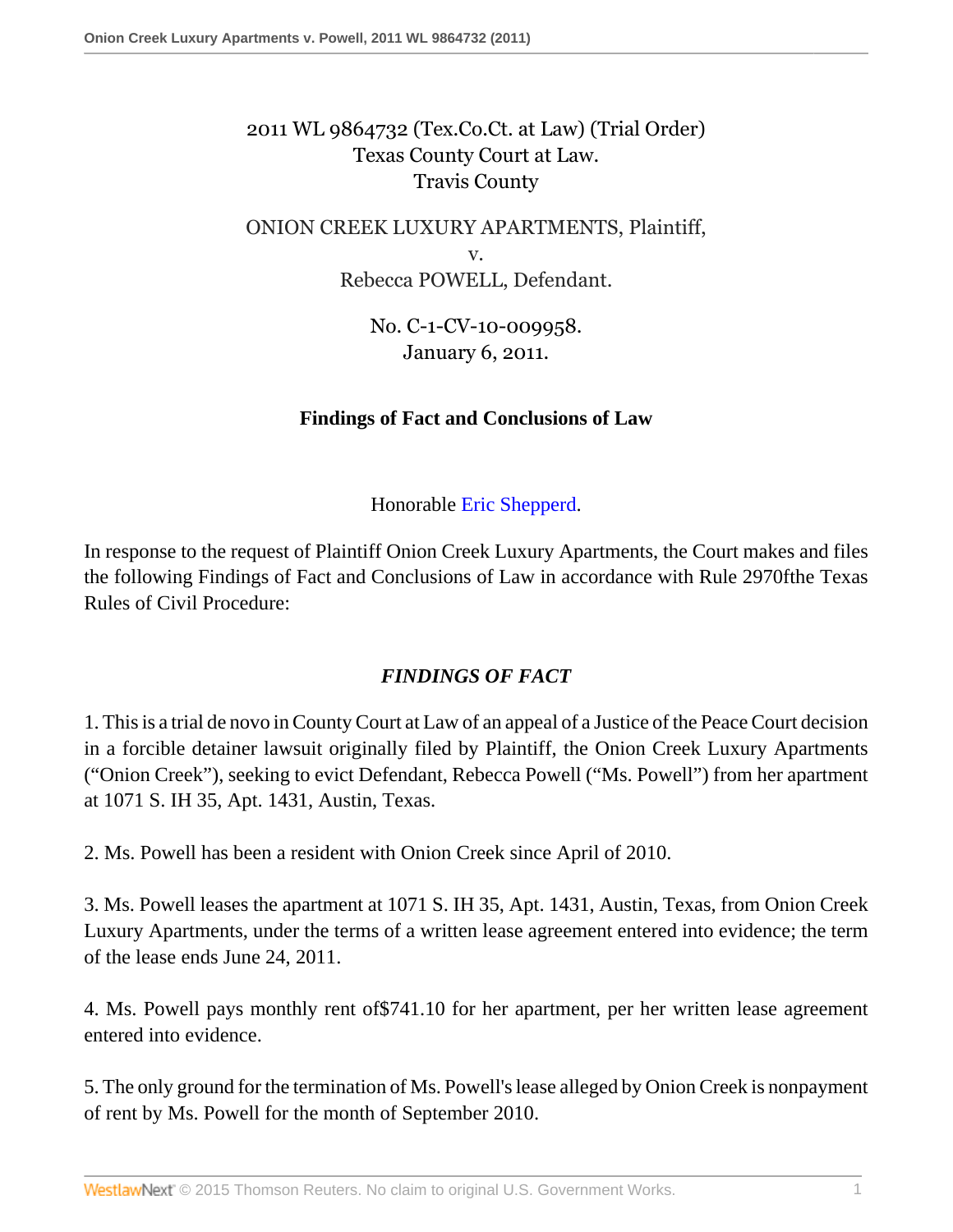2011 WL 9864732 (Tex.Co.Ct. at Law) (Trial Order)
Texas County Court at Law.
Travis County

ONION CREEK LUXURY APARTMENTS, Plaintiff,
v.
Rebecca POWELL, Defendant.

No. C-1-CV-10-009958.
January 6, 2011.

**Findings of Fact and Conclusions of Law**

Honorable Eric Shepperd.

In response to the request of Plaintiff Onion Creek Luxury Apartments, the Court makes and files the following Findings of Fact and Conclusions of Law in accordance with Rule 2970fthe Texas Rules of Civil Procedure:

## *FINDINGS OF FACT*

1. This is a trial de novo in County Court at Law of an appeal of a Justice of the Peace Court decision in a forcible detainer lawsuit originally filed by Plaintiff, the Onion Creek Luxury Apartments ("Onion Creek"), seeking to evict Defendant, Rebecca Powell ("Ms. Powell") from her apartment at 1071 S. IH 35, Apt. 1431, Austin, Texas.

2. Ms. Powell has been a resident with Onion Creek since April of 2010.

3. Ms. Powell leases the apartment at 1071 S. IH 35, Apt. 1431, Austin, Texas, from Onion Creek Luxury Apartments, under the terms of a written lease agreement entered into evidence; the term of the lease ends June 24, 2011.

4. Ms. Powell pays monthly rent of$741.10 for her apartment, per her written lease agreement entered into evidence.

5. The only ground for the termination of Ms. Powell's lease alleged by Onion Creek is nonpayment of rent by Ms. Powell for the month of September 2010.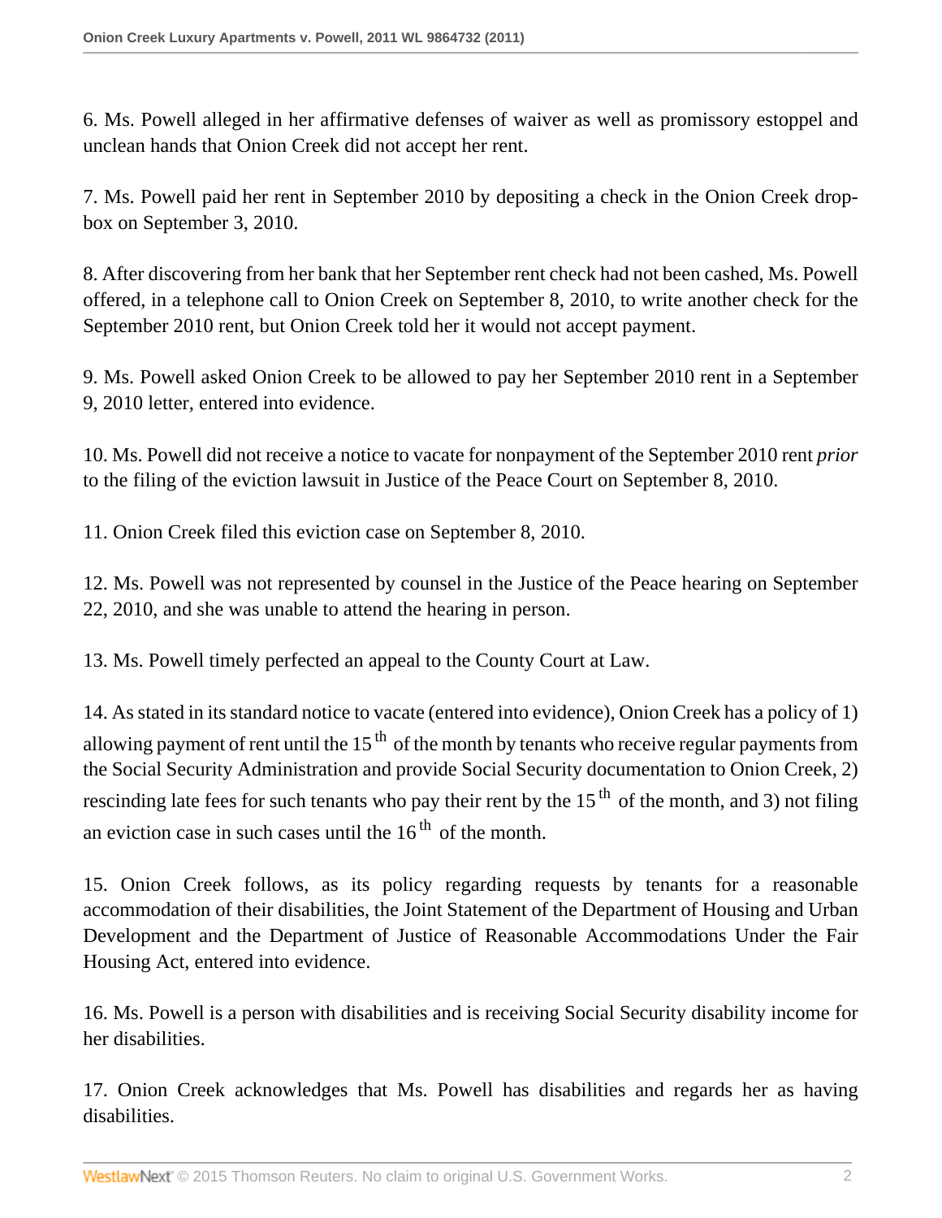6. Ms. Powell alleged in her affirmative defenses of waiver as well as promissory estoppel and unclean hands that Onion Creek did not accept her rent.

7. Ms. Powell paid her rent in September 2010 by depositing a check in the Onion Creek drop-box on September 3, 2010.

8. After discovering from her bank that her September rent check had not been cashed, Ms. Powell offered, in a telephone call to Onion Creek on September 8, 2010, to write another check for the September 2010 rent, but Onion Creek told her it would not accept payment.

9. Ms. Powell asked Onion Creek to be allowed to pay her September 2010 rent in a September 9, 2010 letter, entered into evidence.

10. Ms. Powell did not receive a notice to vacate for nonpayment of the September 2010 rent *prior* to the filing of the eviction lawsuit in Justice of the Peace Court on September 8, 2010.

11. Onion Creek filed this eviction case on September 8, 2010.

12. Ms. Powell was not represented by counsel in the Justice of the Peace hearing on September 22, 2010, and she was unable to attend the hearing in person.

13. Ms. Powell timely perfected an appeal to the County Court at Law.

14. As stated in its standard notice to vacate (entered into evidence), Onion Creek has a policy of 1) allowing payment of rent until the 15th of the month by tenants who receive regular payments from the Social Security Administration and provide Social Security documentation to Onion Creek, 2) rescinding late fees for such tenants who pay their rent by the 15th of the month, and 3) not filing an eviction case in such cases until the 16th of the month.

15. Onion Creek follows, as its policy regarding requests by tenants for a reasonable accommodation of their disabilities, the Joint Statement of the Department of Housing and Urban Development and the Department of Justice of Reasonable Accommodations Under the Fair Housing Act, entered into evidence.

16. Ms. Powell is a person with disabilities and is receiving Social Security disability income for her disabilities.

17. Onion Creek acknowledges that Ms. Powell has disabilities and regards her as having disabilities.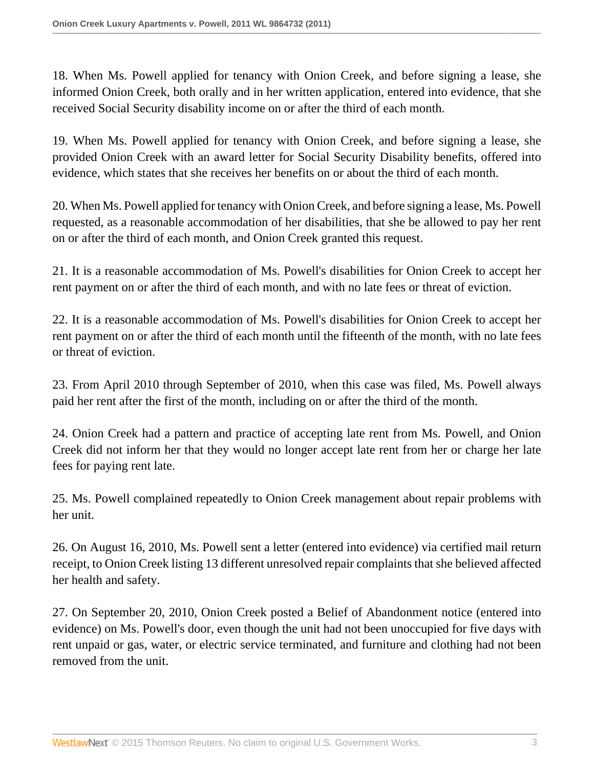18. When Ms. Powell applied for tenancy with Onion Creek, and before signing a lease, she informed Onion Creek, both orally and in her written application, entered into evidence, that she received Social Security disability income on or after the third of each month.

19. When Ms. Powell applied for tenancy with Onion Creek, and before signing a lease, she provided Onion Creek with an award letter for Social Security Disability benefits, offered into evidence, which states that she receives her benefits on or about the third of each month.

20. When Ms. Powell applied for tenancy with Onion Creek, and before signing a lease, Ms. Powell requested, as a reasonable accommodation of her disabilities, that she be allowed to pay her rent on or after the third of each month, and Onion Creek granted this request.

21. It is a reasonable accommodation of Ms. Powell's disabilities for Onion Creek to accept her rent payment on or after the third of each month, and with no late fees or threat of eviction.

22. It is a reasonable accommodation of Ms. Powell's disabilities for Onion Creek to accept her rent payment on or after the third of each month until the fifteenth of the month, with no late fees or threat of eviction.

23. From April 2010 through September of 2010, when this case was filed, Ms. Powell always paid her rent after the first of the month, including on or after the third of the month.

24. Onion Creek had a pattern and practice of accepting late rent from Ms. Powell, and Onion Creek did not inform her that they would no longer accept late rent from her or charge her late fees for paying rent late.

25. Ms. Powell complained repeatedly to Onion Creek management about repair problems with her unit.

26. On August 16, 2010, Ms. Powell sent a letter (entered into evidence) via certified mail return receipt, to Onion Creek listing 13 different unresolved repair complaints that she believed affected her health and safety.

27. On September 20, 2010, Onion Creek posted a Belief of Abandonment notice (entered into evidence) on Ms. Powell's door, even though the unit had not been unoccupied for five days with rent unpaid or gas, water, or electric service terminated, and furniture and clothing had not been removed from the unit.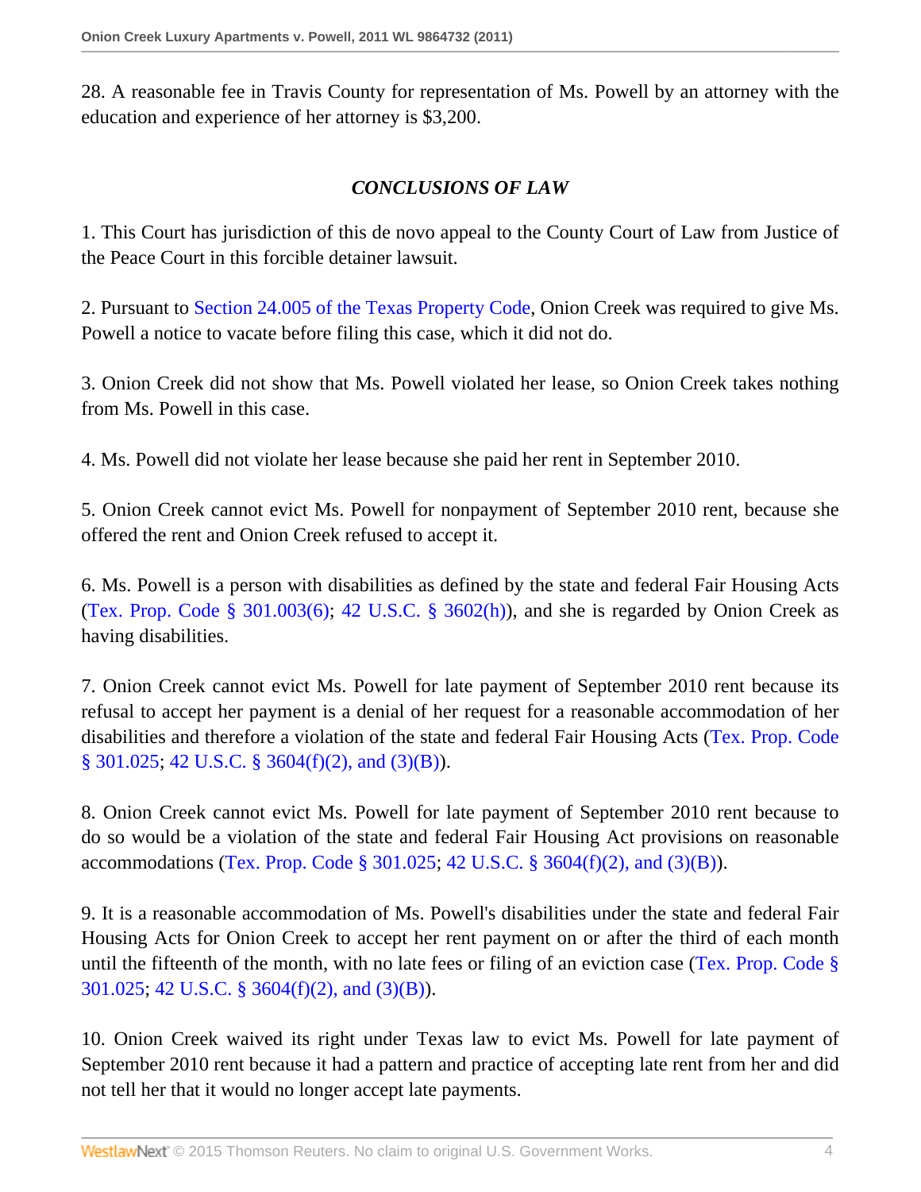28. A reasonable fee in Travis County for representation of Ms. Powell by an attorney with the education and experience of her attorney is $3,200.

### *CONCLUSIONS OF LAW*

1. This Court has jurisdiction of this de novo appeal to the County Court of Law from Justice of the Peace Court in this forcible detainer lawsuit.

2. Pursuant to Section 24.005 of the Texas Property Code, Onion Creek was required to give Ms. Powell a notice to vacate before filing this case, which it did not do.

3. Onion Creek did not show that Ms. Powell violated her lease, so Onion Creek takes nothing from Ms. Powell in this case.

4. Ms. Powell did not violate her lease because she paid her rent in September 2010.

5. Onion Creek cannot evict Ms. Powell for nonpayment of September 2010 rent, because she offered the rent and Onion Creek refused to accept it.

6. Ms. Powell is a person with disabilities as defined by the state and federal Fair Housing Acts (Tex. Prop. Code § 301.003(6); 42 U.S.C. § 3602(h)), and she is regarded by Onion Creek as having disabilities.

7. Onion Creek cannot evict Ms. Powell for late payment of September 2010 rent because its refusal to accept her payment is a denial of her request for a reasonable accommodation of her disabilities and therefore a violation of the state and federal Fair Housing Acts (Tex. Prop. Code § 301.025; 42 U.S.C. § 3604(f)(2), and (3)(B)).

8. Onion Creek cannot evict Ms. Powell for late payment of September 2010 rent because to do so would be a violation of the state and federal Fair Housing Act provisions on reasonable accommodations (Tex. Prop. Code § 301.025; 42 U.S.C. § 3604(f)(2), and (3)(B)).

9. It is a reasonable accommodation of Ms. Powell's disabilities under the state and federal Fair Housing Acts for Onion Creek to accept her rent payment on or after the third of each month until the fifteenth of the month, with no late fees or filing of an eviction case (Tex. Prop. Code § 301.025; 42 U.S.C. § 3604(f)(2), and (3)(B)).

10. Onion Creek waived its right under Texas law to evict Ms. Powell for late payment of September 2010 rent because it had a pattern and practice of accepting late rent from her and did not tell her that it would no longer accept late payments.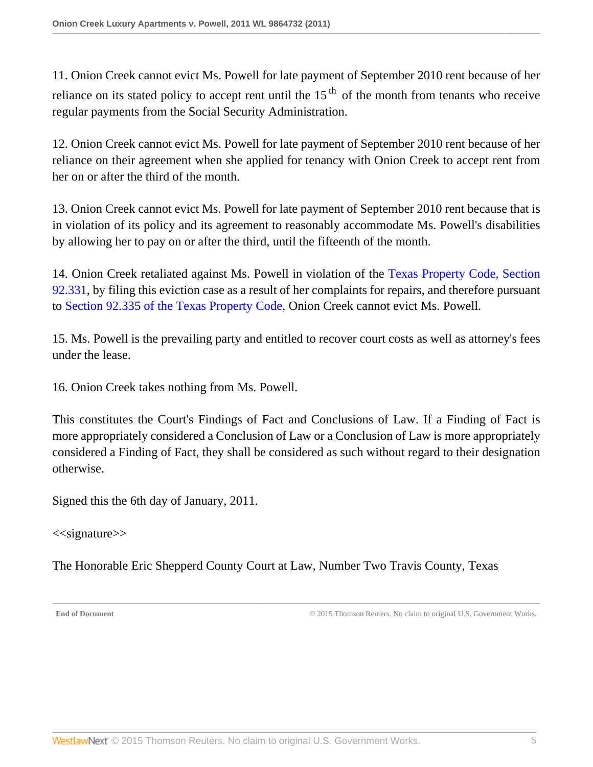11. Onion Creek cannot evict Ms. Powell for late payment of September 2010 rent because of her reliance on its stated policy to accept rent until the 15th of the month from tenants who receive regular payments from the Social Security Administration.

12. Onion Creek cannot evict Ms. Powell for late payment of September 2010 rent because of her reliance on their agreement when she applied for tenancy with Onion Creek to accept rent from her on or after the third of the month.

13. Onion Creek cannot evict Ms. Powell for late payment of September 2010 rent because that is in violation of its policy and its agreement to reasonably accommodate Ms. Powell's disabilities by allowing her to pay on or after the third, until the fifteenth of the month.

14. Onion Creek retaliated against Ms. Powell in violation of the Texas Property Code, Section 92.331, by filing this eviction case as a result of her complaints for repairs, and therefore pursuant to Section 92.335 of the Texas Property Code, Onion Creek cannot evict Ms. Powell.

15. Ms. Powell is the prevailing party and entitled to recover court costs as well as attorney's fees under the lease.

16. Onion Creek takes nothing from Ms. Powell.

This constitutes the Court's Findings of Fact and Conclusions of Law. If a Finding of Fact is more appropriately considered a Conclusion of Law or a Conclusion of Law is more appropriately considered a Finding of Fact, they shall be considered as such without regard to their designation otherwise.

Signed this the 6th day of January, 2011.

<<signature>>

The Honorable Eric Shepperd County Court at Law, Number Two Travis County, Texas

End of Document